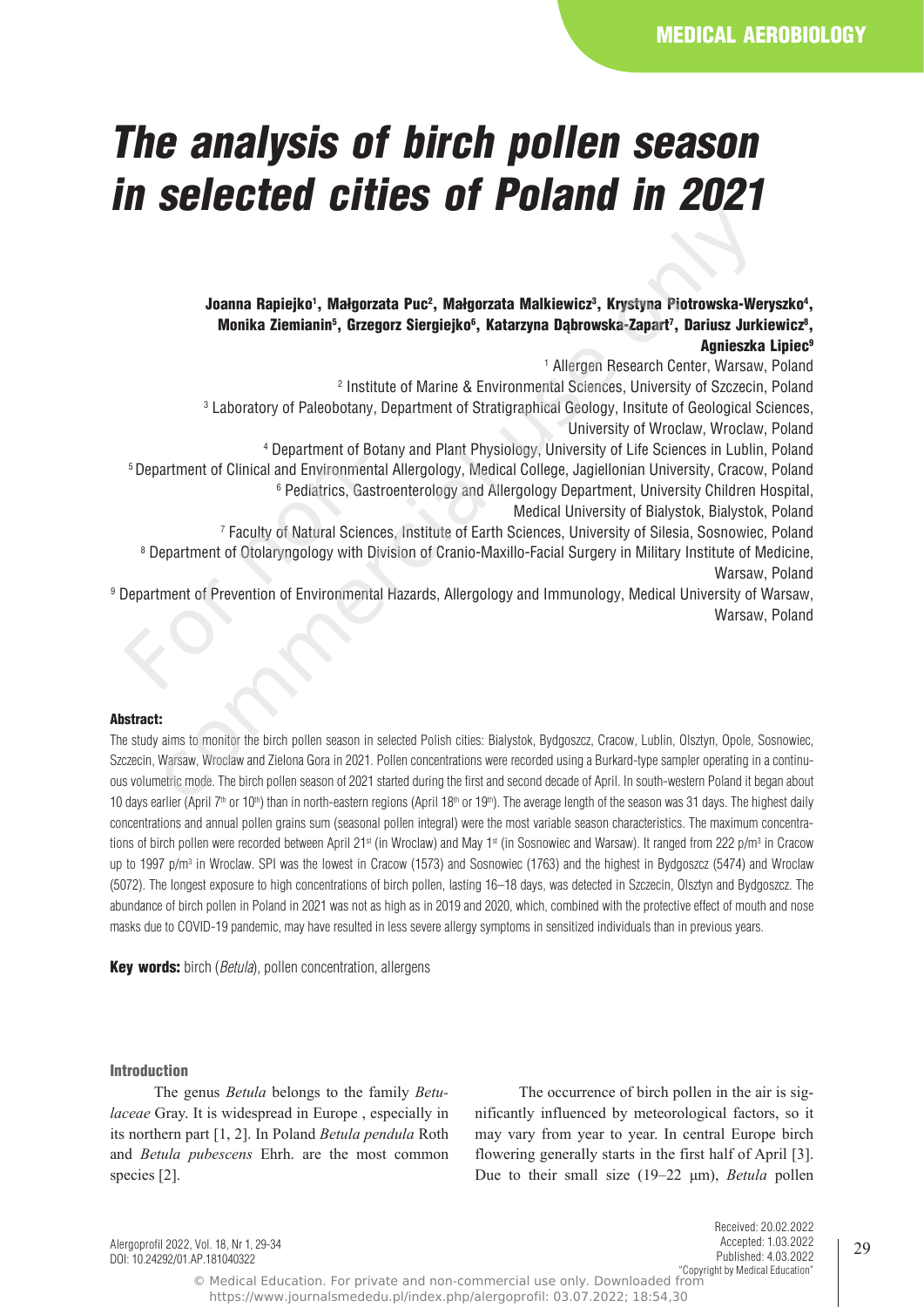MEDICAL AEROBIOLOGY

# The analysis of birch pollen season in selected cities of Poland in 2021

**Joanna Rapiejko[1], Małgorzata Puc[2], Małgorzata Malkiewicz[3], Krystyna Piotrowska-Weryszko[4], Monika Ziemianin[5], Grzegorz Siergiejko[6], Katarzyna Dąbrowska-Zapart[7], Dariusz Jurkiewicz[8], Agnieszka Lipiec[9]**

[1] Allergen Research Center, Warsaw, Poland
[2] Institute of Marine & Environmental Sciences, University of Szczecin, Poland
[3] Laboratory of Paleobotany, Department of Stratigraphical Geology, Insitute of Geological Sciences, University of Wroclaw, Wroclaw, Poland
[4] Department of Botany and Plant Physiology, University of Life Sciences in Lublin, Poland
[5] Department of Clinical and Environmental Allergology, Medical College, Jagiellonian University, Cracow, Poland
[6] Pediatrics, Gastroenterology and Allergology Department, University Children Hospital, Medical University of Bialystok, Bialystok, Poland
[7] Faculty of Natural Sciences, Institute of Earth Sciences, University of Silesia, Sosnowiec, Poland
[8] Department of Otolaryngology with Division of Cranio-Maxillo-Facial Surgery in Military Institute of Medicine, Warsaw, Poland
[9] Department of Prevention of Environmental Hazards, Allergology and Immunology, Medical University of Warsaw, Warsaw, Poland

**Abstract:**

The study aims to monitor the birch pollen season in selected Polish cities: Bialystok, Bydgoszcz, Cracow, Lublin, Olsztyn, Opole, Sosnowiec, Szczecin, Warsaw, Wroclaw and Zielona Gora in 2021. Pollen concentrations were recorded using a Burkard-type sampler operating in a continuous volumetric mode. The birch pollen season of 2021 started during the first and second decade of April. In south-western Poland it began about 10 days earlier (April 7th or 10th) than in north-eastern regions (April 18th or 19th). The average length of the season was 31 days. The highest daily concentrations and annual pollen grains sum (seasonal pollen integral) were the most variable season characteristics. The maximum concentrations of birch pollen were recorded between April 21st (in Wroclaw) and May 1st (in Sosnowiec and Warsaw). It ranged from 222 p/m$^3$ in Cracow up to 1997 p/m$^3$ in Wroclaw. SPI was the lowest in Cracow (1573) and Sosnowiec (1763) and the highest in Bydgoszcz (5474) and Wroclaw (5072). The longest exposure to high concentrations of birch pollen, lasting 16–18 days, was detected in Szczecin, Olsztyn and Bydgoszcz. The abundance of birch pollen in Poland in 2021 was not as high as in 2019 and 2020, which, combined with the protective effect of mouth and nose masks due to COVID-19 pandemic, may have resulted in less severe allergy symptoms in sensitized individuals than in previous years.

**Key words:** birch (*Betula*), pollen concentration, allergens

### Introduction

The genus *Betula* belongs to the family *Betulaceae* Gray. It is widespread in Europe , especially in its northern part [1, 2]. In Poland *Betula pendula* Roth and *Betula pubescens* Ehrh. are the most common species [2].

The occurrence of birch pollen in the air is significantly influenced by meteorological factors, so it may vary from year to year. In central Europe birch flowering generally starts in the first half of April [3]. Due to their small size (19–22 μm), *Betula* pollen

Received: 20.02.2022
Accepted: 1.03.2022
Published: 4.03.2022
"Copyright by Medical Education"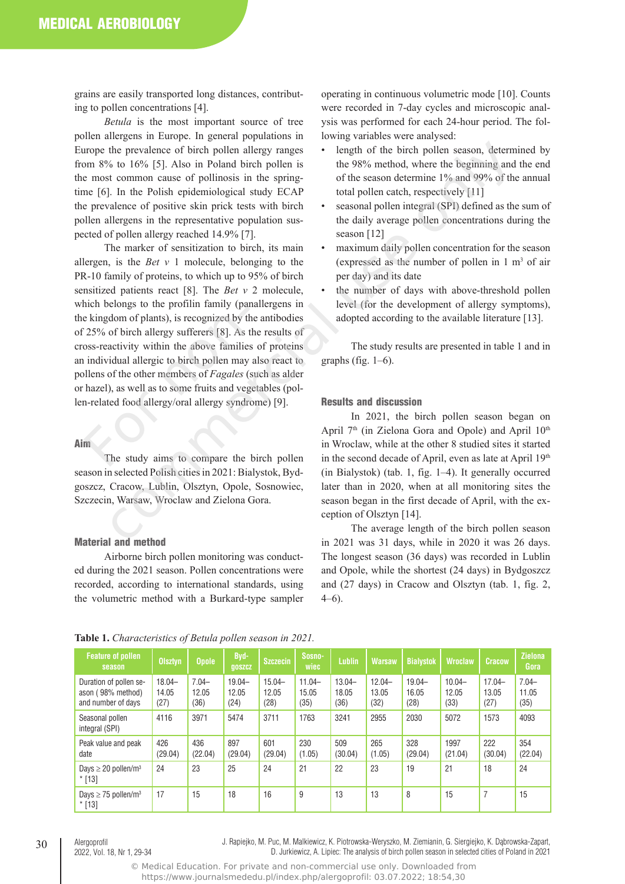grains are easily transported long distances, contributing to pollen concentrations [4].

*Betula* is the most important source of tree pollen allergens in Europe. In general populations in Europe the prevalence of birch pollen allergy ranges from 8% to 16% [5]. Also in Poland birch pollen is the most common cause of pollinosis in the springtime [6]. In the Polish epidemiological study ECAP the prevalence of positive skin prick tests with birch pollen allergens in the representative population suspected of pollen allergy reached 14.9% [7].

The marker of sensitization to birch, its main allergen, is the *Bet v* 1 molecule, belonging to the PR-10 family of proteins, to which up to 95% of birch sensitized patients react [8]. The *Bet v* 2 molecule, which belongs to the profilin family (panallergens in the kingdom of plants), is recognized by the antibodies of 25% of birch allergy sufferers [8]. As the results of cross-reactivity within the above families of proteins an individual allergic to birch pollen may also react to pollens of the other members of *Fagales* (such as alder or hazel), as well as to some fruits and vegetables (pollen-related food allergy/oral allergy syndrome) [9].

## Aim

The study aims to compare the birch pollen season in selected Polish cities in 2021: Bialystok, Bydgoszcz, Cracow, Lublin, Olsztyn, Opole, Sosnowiec, Szczecin, Warsaw, Wroclaw and Zielona Gora.

## Material and method

Airborne birch pollen monitoring was conducted during the 2021 season. Pollen concentrations were recorded, according to international standards, using the volumetric method with a Burkard-type sampler operating in continuous volumetric mode [10]. Counts were recorded in 7-day cycles and microscopic analysis was performed for each 24-hour period. The following variables were analysed:

- length of the birch pollen season, determined by the 98% method, where the beginning and the end of the season determine 1% and 99% of the annual total pollen catch, respectively [11]
- seasonal pollen integral (SPI) defined as the sum of the daily average pollen concentrations during the season [12]
- maximum daily pollen concentration for the season (expressed as the number of pollen in 1 m$^3$ of air per day) and its date
- the number of days with above-threshold pollen level (for the development of allergy symptoms), adopted according to the available literature [13].

The study results are presented in table 1 and in graphs (fig. 1–6).

## Results and discussion

In 2021, the birch pollen season began on April 7th (in Zielona Gora and Opole) and April 10th in Wroclaw, while at the other 8 studied sites it started in the second decade of April, even as late at April 19th (in Bialystok) (tab. 1, fig. 1–4). It generally occurred later than in 2020, when at all monitoring sites the season began in the first decade of April, with the exception of Olsztyn [14].

The average length of the birch pollen season in 2021 was 31 days, while in 2020 it was 26 days. The longest season (36 days) was recorded in Lublin and Opole, while the shortest (24 days) in Bydgoszcz and (27 days) in Cracow and Olsztyn (tab. 1, fig. 2, 4–6).

**Table 1.** *Characteristics of Betula pollen season in 2021.*

| Feature of pollen season | Olsztyn | Opole | Bydgoszcz | Szczecin | Sosnowiec | Lublin | Warsaw | Bialystok | Wroclaw | Cracow | Zielona Gora |
|---|---|---|---|---|---|---|---|---|---|---|---|
| Duration of pollen season (98% method) and number of days | 18.04–14.05 (27) | 7.04–12.05 (36) | 19.04–12.05 (24) | 15.04–12.05 (28) | 11.04–15.05 (35) | 13.04–18.05 (36) | 12.04–13.05 (32) | 19.04–16.05 (28) | 10.04–12.05 (33) | 17.04–13.05 (27) | 7.04–11.05 (35) |
| Seasonal pollen integral (SPI) | 4116 | 3971 | 5474 | 3711 | 1763 | 3241 | 2955 | 2030 | 5072 | 1573 | 4093 |
| Peak value and peak date | 426 (29.04) | 436 (22.04) | 897 (29.04) | 601 (29.04) | 230 (1.05) | 509 (30.04) | 265 (1.05) | 328 (29.04) | 1997 (21.04) | 222 (30.04) | 354 (22.04) |
| Days ≥ 20 pollen/m$^3$ * [13] | 24 | 23 | 25 | 24 | 21 | 22 | 23 | 19 | 21 | 18 | 24 |
| Days ≥ 75 pollen/m$^3$ * [13] | 17 | 15 | 18 | 16 | 9 | 13 | 13 | 8 | 15 | 7 | 15 |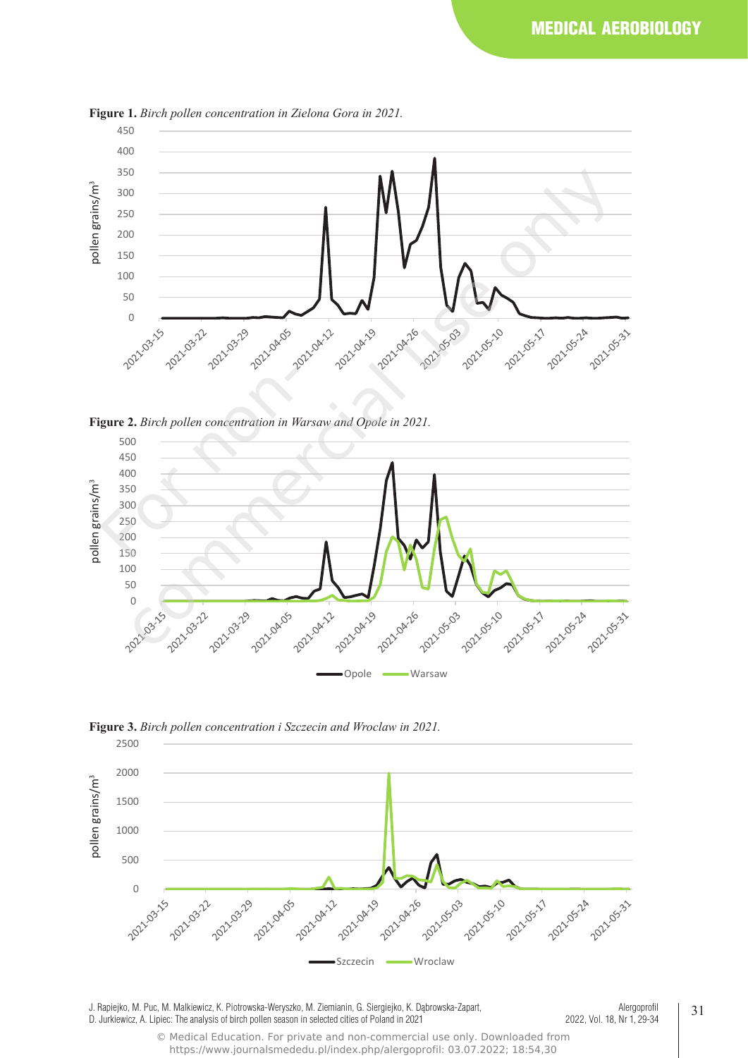**Figure 1.** *Birch pollen concentration in Zielona Gora in 2021.*

**Figure 2.** *Birch pollen concentration in Warsaw and Opole in 2021.*

**Figure 3.** *Birch pollen concentration i Szczecin and Wroclaw in 2021.*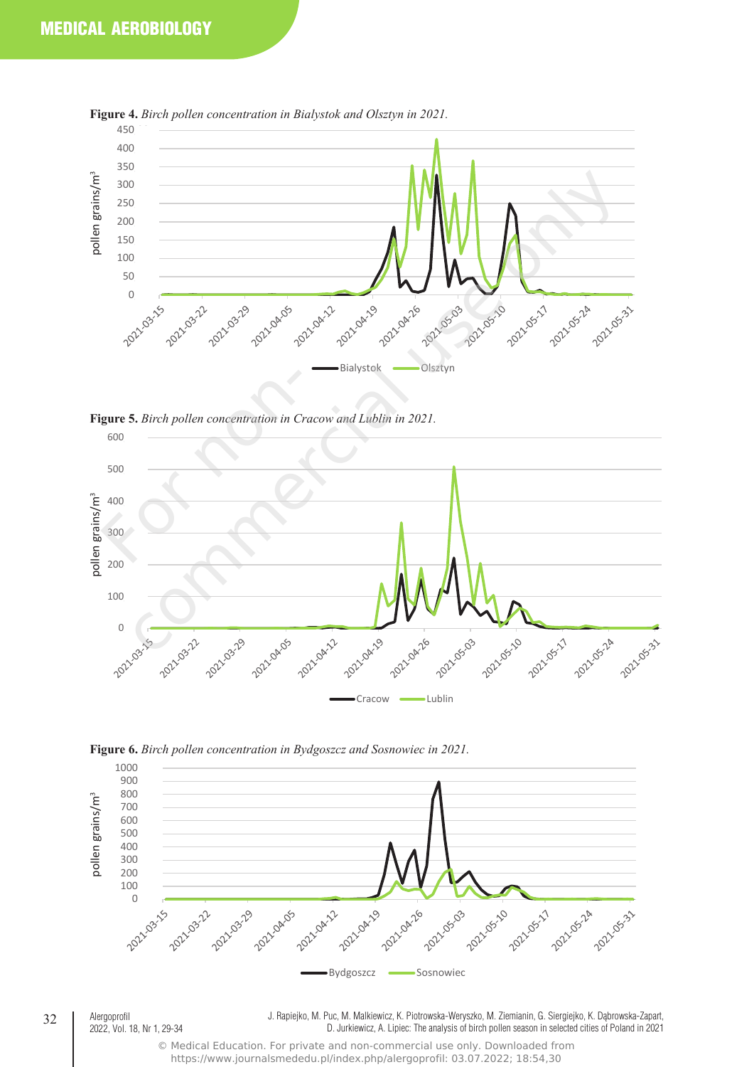**Figure 4.** *Birch pollen concentration in Bialystok and Olsztyn in 2021.*

**Figure 5.** *Birch pollen concentration in Cracow and Lublin in 2021.*

**Figure 6.** *Birch pollen concentration in Bydgoszcz and Sosnowiec in 2021.*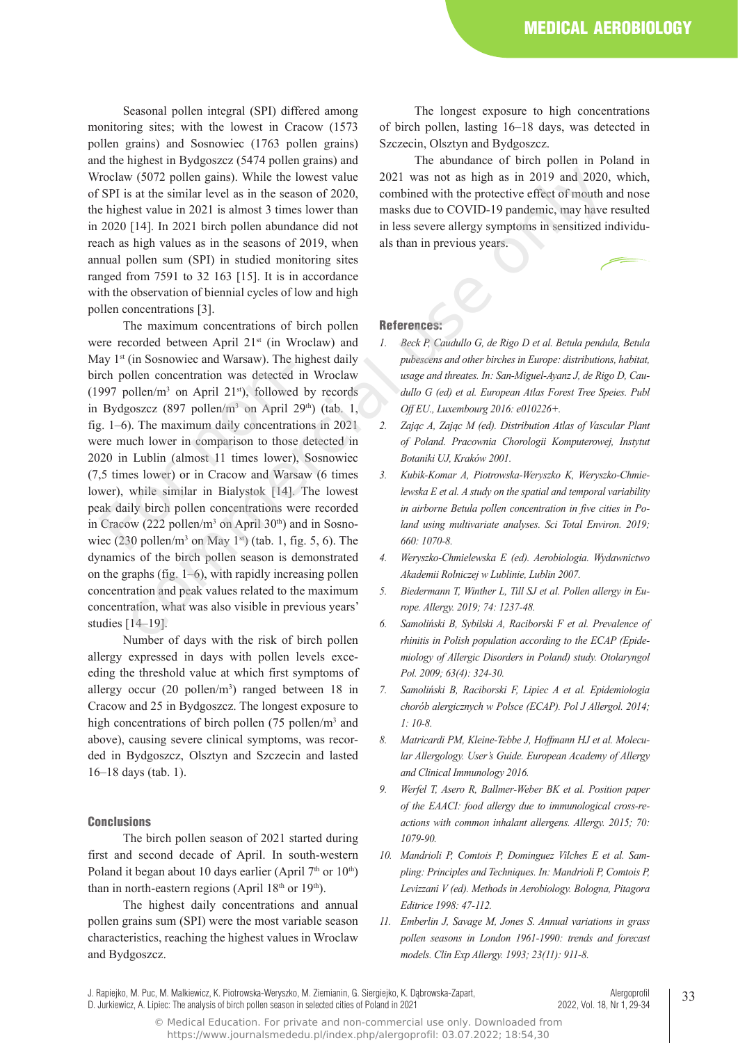Seasonal pollen integral (SPI) differed among monitoring sites; with the lowest in Cracow (1573 pollen grains) and Sosnowiec (1763 pollen grains) and the highest in Bydgoszcz (5474 pollen grains) and Wroclaw (5072 pollen gains). While the lowest value of SPI is at the similar level as in the season of 2020, the highest value in 2021 is almost 3 times lower than in 2020 [14]. In 2021 birch pollen abundance did not reach as high values as in the seasons of 2019, when annual pollen sum (SPI) in studied monitoring sites ranged from 7591 to 32 163 [15]. It is in accordance with the observation of biennial cycles of low and high pollen concentrations [3].

The maximum concentrations of birch pollen were recorded between April 21st (in Wroclaw) and May 1st (in Sosnowiec and Warsaw). The highest daily birch pollen concentration was detected in Wroclaw (1997 pollen/m$^3$ on April 21st), followed by records in Bydgoszcz (897 pollen/m$^3$ on April 29th) (tab. 1, fig. 1–6). The maximum daily concentrations in 2021 were much lower in comparison to those detected in 2020 in Lublin (almost 11 times lower), Sosnowiec (7,5 times lower) or in Cracow and Warsaw (6 times lower), while similar in Bialystok [14]. The lowest peak daily birch pollen concentrations were recorded in Cracow (222 pollen/m$^3$ on April 30th) and in Sosnowiec (230 pollen/m$^3$ on May 1st) (tab. 1, fig. 5, 6). The dynamics of the birch pollen season is demonstrated on the graphs (fig. 1–6), with rapidly increasing pollen concentration and peak values related to the maximum concentration, what was also visible in previous years' studies [14–19].

Number of days with the risk of birch pollen allergy expressed in days with pollen levels exceeding the threshold value at which first symptoms of allergy occur (20 pollen/m$^3$) ranged between 18 in Cracow and 25 in Bydgoszcz. The longest exposure to high concentrations of birch pollen (75 pollen/m$^3$ and above), causing severe clinical symptoms, was recorded in Bydgoszcz, Olsztyn and Szczecin and lasted 16–18 days (tab. 1).

## Conclusions

The birch pollen season of 2021 started during first and second decade of April. In south-western Poland it began about 10 days earlier (April 7th or 10th) than in north-eastern regions (April 18th or 19th).

The highest daily concentrations and annual pollen grains sum (SPI) were the most variable season characteristics, reaching the highest values in Wroclaw and Bydgoszcz.

The longest exposure to high concentrations of birch pollen, lasting 16–18 days, was detected in Szczecin, Olsztyn and Bydgoszcz.

The abundance of birch pollen in Poland in 2021 was not as high as in 2019 and 2020, which, combined with the protective effect of mouth and nose masks due to COVID-19 pandemic, may have resulted in less severe allergy symptoms in sensitized individuals than in previous years.

## References:

1. *Beck P, Caudullo G, de Rigo D et al. Betula pendula, Betula pubescens and other birches in Europe: distributions, habitat, usage and threates. In: San-Miguel-Ayanz J, de Rigo D, Caudullo G (ed) et al. European Atlas Forest Tree Speies. Publ Off EU., Luxembourg 2016: e010226+.*
2. *Zając A, Zając M (ed). Distribution Atlas of Vascular Plant of Poland. Pracownia Chorologii Komputerowej, Instytut Botaniki UJ, Kraków 2001.*
3. *Kubik-Komar A, Piotrowska-Weryszko K, Weryszko-Chmielewska E et al. A study on the spatial and temporal variability in airborne Betula pollen concentration in five cities in Poland using multivariate analyses. Sci Total Environ. 2019; 660: 1070-8.*
4. *Weryszko-Chmielewska E (ed). Aerobiologia. Wydawnictwo Akademii Rolniczej w Lublinie, Lublin 2007.*
5. *Biedermann T, Winther L, Till SJ et al. Pollen allergy in Europe. Allergy. 2019; 74: 1237-48.*
6. *Samoliński B, Sybilski A, Raciborski F et al. Prevalence of rhinitis in Polish population according to the ECAP (Epidemiology of Allergic Disorders in Poland) study. Otolaryngol Pol. 2009; 63(4): 324-30.*
7. *Samoliński B, Raciborski F, Lipiec A et al. Epidemiologia chorób alergicznych w Polsce (ECAP). Pol J Allergol. 2014; 1: 10-8.*
8. *Matricardi PM, Kleine-Tebbe J, Hoffmann HJ et al. Molecular Allergology. User's Guide. European Academy of Allergy and Clinical Immunology 2016.*
9. *Werfel T, Asero R, Ballmer-Weber BK et al. Position paper of the EAACI: food allergy due to immunological cross-reactions with common inhalant allergens. Allergy. 2015; 70: 1079-90.*
10. *Mandrioli P, Comtois P, Dominguez Vilches E et al. Sampling: Principles and Techniques. In: Mandrioli P, Comtois P, Levizzani V (ed). Methods in Aerobiology. Bologna, Pitagora Editrice 1998: 47-112.*
11. *Emberlin J, Savage M, Jones S. Annual variations in grass pollen seasons in London 1961-1990: trends and forecast models. Clin Exp Allergy. 1993; 23(11): 911-8.*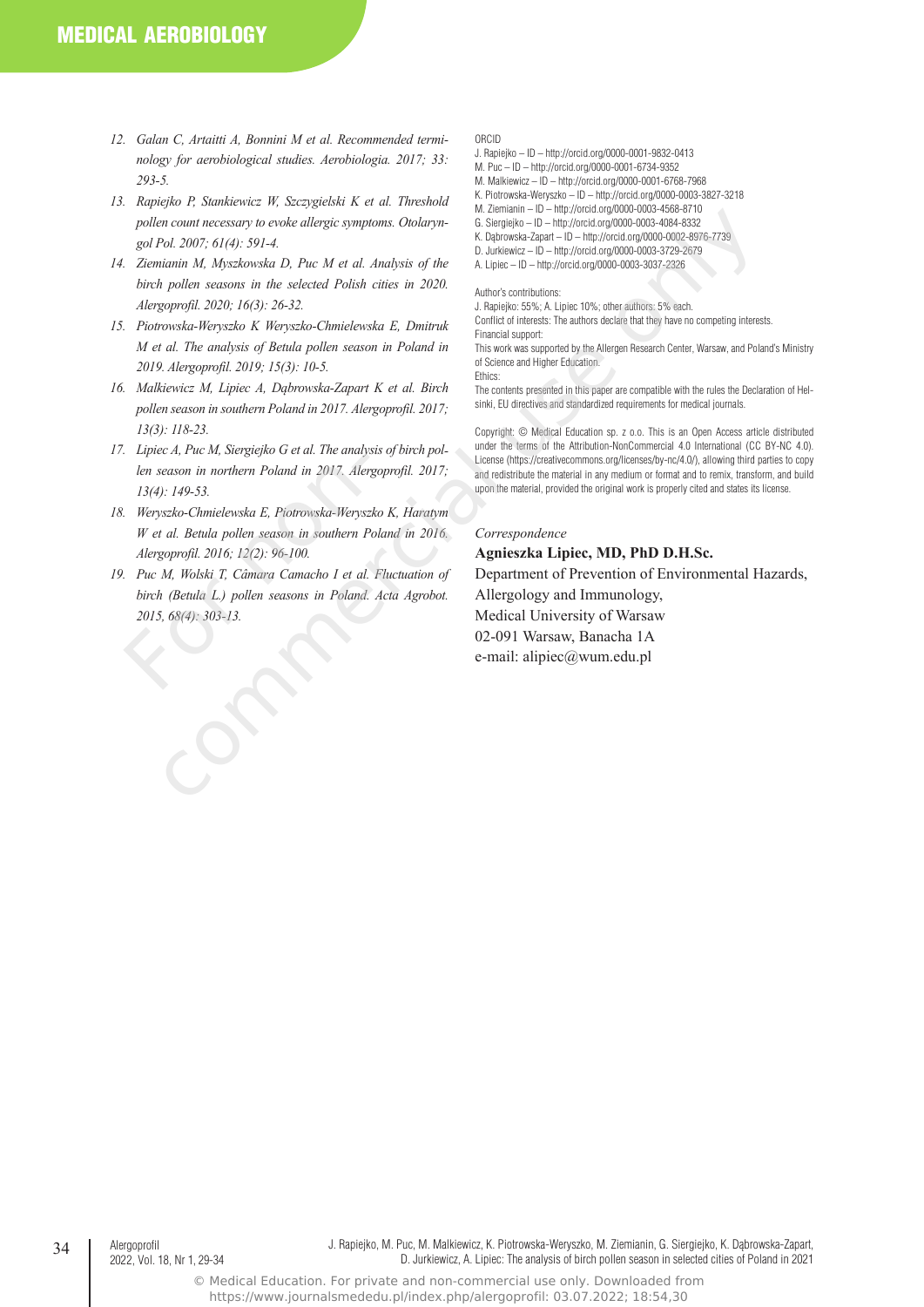12. *Galan C, Artaitti A, Bonnini M et al. Recommended terminology for aerobiological studies. Aerobiologia. 2017; 33: 293-5.*
13. *Rapiejko P, Stankiewicz W, Szczygielski K et al. Threshold pollen count necessary to evoke allergic symptoms. Otolaryngol Pol. 2007; 61(4): 591-4.*
14. *Ziemianin M, Myszkowska D, Puc M et al. Analysis of the birch pollen seasons in the selected Polish cities in 2020. Alergoprofil. 2020; 16(3): 26-32.*
15. *Piotrowska-Weryszko K Weryszko-Chmielewska E, Dmitruk M et al. The analysis of Betula pollen season in Poland in 2019. Alergoprofil. 2019; 15(3): 10-5.*
16. *Malkiewicz M, Lipiec A, Dąbrowska-Zapart K et al. Birch pollen season in southern Poland in 2017. Alergoprofil. 2017; 13(3): 118-23.*
17. *Lipiec A, Puc M, Siergiejko G et al. The analysis of birch pollen season in northern Poland in 2017. Alergoprofil. 2017; 13(4): 149-53.*
18. *Weryszko-Chmielewska E, Piotrowska-Weryszko K, Haratym W et al. Betula pollen season in southern Poland in 2016. Alergoprofil. 2016; 12(2): 96-100.*
19. *Puc M, Wolski T, Câmara Camacho I et al. Fluctuation of birch (Betula L.) pollen seasons in Poland. Acta Agrobot. 2015, 68(4): 303-13.*

ORCID
J. Rapiejko – ID – http://orcid.org/0000-0001-9832-0413
M. Puc – ID – http://orcid.org/0000-0001-6734-9352
M. Malkiewicz – ID – http://orcid.org/0000-0001-6768-7968
K. Piotrowska-Weryszko – ID – http://orcid.org/0000-0003-3827-3218
M. Ziemianin – ID – http://orcid.org/0000-0003-4568-8710
G. Siergiejko – ID – http://orcid.org/0000-0003-4084-8332
K. Dąbrowska-Zapart – ID – http://orcid.org/0000-0002-8976-7739
D. Jurkiewicz – ID – http://orcid.org/0000-0003-3729-2679
A. Lipiec – ID – http://orcid.org/0000-0003-3037-2326

Author's contributions:
J. Rapiejko: 55%; A. Lipiec 10%; other authors: 5% each.
Conflict of interests: The authors declare that they have no competing interests.
Financial support:
This work was supported by the Allergen Research Center, Warsaw, and Poland's Ministry of Science and Higher Education.
Ethics:
The contents presented in this paper are compatible with the rules the Declaration of Helsinki, EU directives and standardized requirements for medical journals.

Copyright: © Medical Education sp. z o.o. This is an Open Access article distributed under the terms of the Attribution-NonCommercial 4.0 International (CC BY-NC 4.0). License (https://creativecommons.org/licenses/by-nc/4.0/), allowing third parties to copy and redistribute the material in any medium or format and to remix, transform, and build upon the material, provided the original work is properly cited and states its license.

*Correspondence*
**Agnieszka Lipiec, MD, PhD D.H.Sc.**
Department of Prevention of Environmental Hazards, Allergology and Immunology,
Medical University of Warsaw
02-091 Warsaw, Banacha 1A
e-mail: alipiec@wum.edu.pl